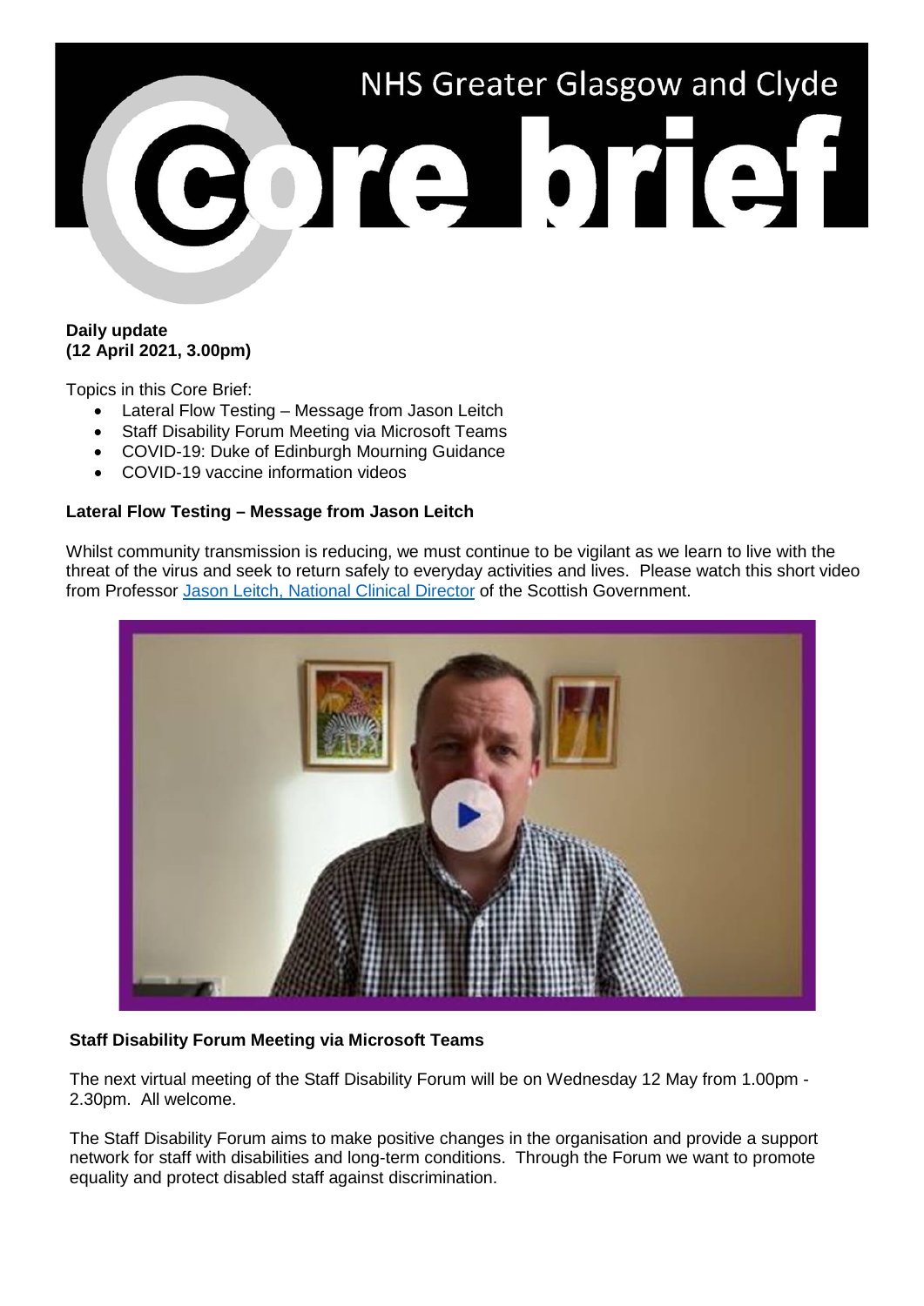# NHS Greater Glasgow and Clyde Core brief

**Daily update**
**(12 April 2021, 3.00pm)**

Topics in this Core Brief:

- Lateral Flow Testing – Message from Jason Leitch
- Staff Disability Forum Meeting via Microsoft Teams
- COVID-19: Duke of Edinburgh Mourning Guidance
- COVID-19 vaccine information videos

**Lateral Flow Testing – Message from Jason Leitch**

Whilst community transmission is reducing, we must continue to be vigilant as we learn to live with the threat of the virus and seek to return safely to everyday activities and lives. Please watch this short video from Professor [Jason Leitch, National Clinical Director](#) of the Scottish Government.

**Staff Disability Forum Meeting via Microsoft Teams**

The next virtual meeting of the Staff Disability Forum will be on Wednesday 12 May from 1.00pm - 2.30pm. All welcome.

The Staff Disability Forum aims to make positive changes in the organisation and provide a support network for staff with disabilities and long-term conditions. Through the Forum we want to promote equality and protect disabled staff against discrimination.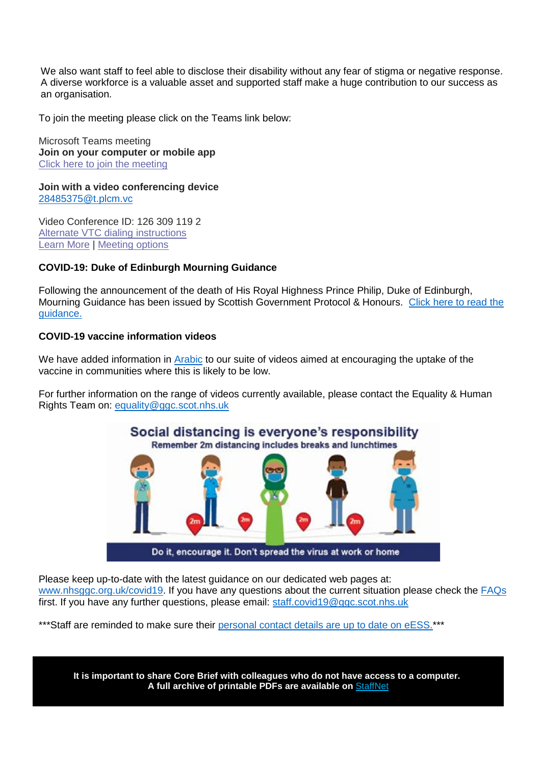We also want staff to feel able to disclose their disability without any fear of stigma or negative response. A diverse workforce is a valuable asset and supported staff make a huge contribution to our success as an organisation.

To join the meeting please click on the Teams link below:

Microsoft Teams meeting
**Join on your computer or mobile app**
Click here to join the meeting

**Join with a video conferencing device**
28485375@t.plcm.vc

Video Conference ID: 126 309 119 2
Alternate VTC dialing instructions
Learn More | Meeting options

**COVID-19: Duke of Edinburgh Mourning Guidance**

Following the announcement of the death of His Royal Highness Prince Philip, Duke of Edinburgh, Mourning Guidance has been issued by Scottish Government Protocol & Honours. Click here to read the guidance.

**COVID-19 vaccine information videos**

We have added information in Arabic to our suite of videos aimed at encouraging the uptake of the vaccine in communities where this is likely to be low.

For further information on the range of videos currently available, please contact the Equality & Human Rights Team on: equality@ggc.scot.nhs.uk

Social distancing is everyone's responsibility
Remember 2m distancing includes breaks and lunchtimes
Do it, encourage it. Don't spread the virus at work or home

Please keep up-to-date with the latest guidance on our dedicated web pages at: www.nhsggc.org.uk/covid19. If you have any questions about the current situation please check the FAQs first. If you have any further questions, please email: staff.covid19@ggc.scot.nhs.uk

***Staff are reminded to make sure their personal contact details are up to date on eESS.***

**It is important to share Core Brief with colleagues who do not have access to a computer.
A full archive of printable PDFs are available on StaffNet**